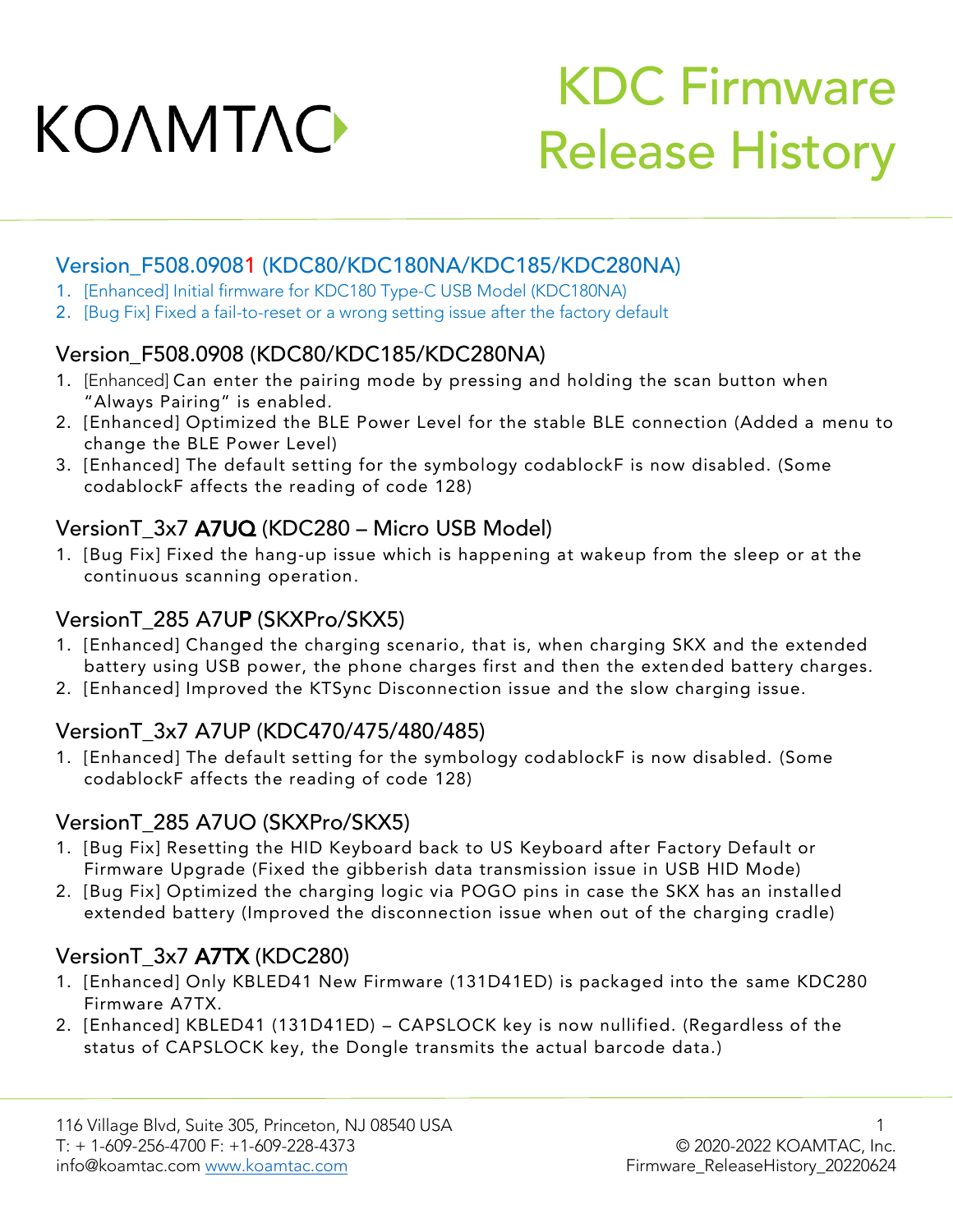# KOAMTAC

# KDC Firmware Release History

## Version_F508.09081 (KDC80/KDC180NA/KDC185/KDC280NA)

1. [Enhanced] Initial firmware for KDC180 Type-C USB Model (KDC180NA)
2. [Bug Fix] Fixed a fail-to-reset or a wrong setting issue after the factory default

## Version_F508.0908 (KDC80/KDC185/KDC280NA)

1. [Enhanced] Can enter the pairing mode by pressing and holding the scan button when "Always Pairing" is enabled.
2. [Enhanced] Optimized the BLE Power Level for the stable BLE connection (Added a menu to change the BLE Power Level)
3. [Enhanced] The default setting for the symbology codablockF is now disabled. (Some codablockF affects the reading of code 128)

## VersionT_3x7 A7UQ (KDC280 – Micro USB Model)

1. [Bug Fix] Fixed the hang-up issue which is happening at wakeup from the sleep or at the continuous scanning operation.

## VersionT_285 A7UP (SKXPro/SKX5)

1. [Enhanced] Changed the charging scenario, that is, when charging SKX and the extended battery using USB power, the phone charges first and then the extended battery charges.
2. [Enhanced] Improved the KTSync Disconnection issue and the slow charging issue.

## VersionT_3x7 A7UP (KDC470/475/480/485)

1. [Enhanced] The default setting for the symbology codablockF is now disabled. (Some codablockF affects the reading of code 128)

## VersionT_285 A7UO (SKXPro/SKX5)

1. [Bug Fix] Resetting the HID Keyboard back to US Keyboard after Factory Default or Firmware Upgrade (Fixed the gibberish data transmission issue in USB HID Mode)
2. [Bug Fix] Optimized the charging logic via POGO pins in case the SKX has an installed extended battery (Improved the disconnection issue when out of the charging cradle)

## VersionT_3x7 A7TX (KDC280)

1. [Enhanced] Only KBLED41 New Firmware (131D41ED) is packaged into the same KDC280 Firmware A7TX.
2. [Enhanced] KBLED41 (131D41ED) – CAPSLOCK key is now nullified. (Regardless of the status of CAPSLOCK key, the Dongle transmits the actual barcode data.)

116 Village Blvd, Suite 305, Princeton, NJ 08540 USA
T: + 1-609-256-4700 F: +1-609-228-4373
info@koamtac.com www.koamtac.com

© 2020-2022 KOAMTAC, Inc.
Firmware_ReleaseHistory_20220624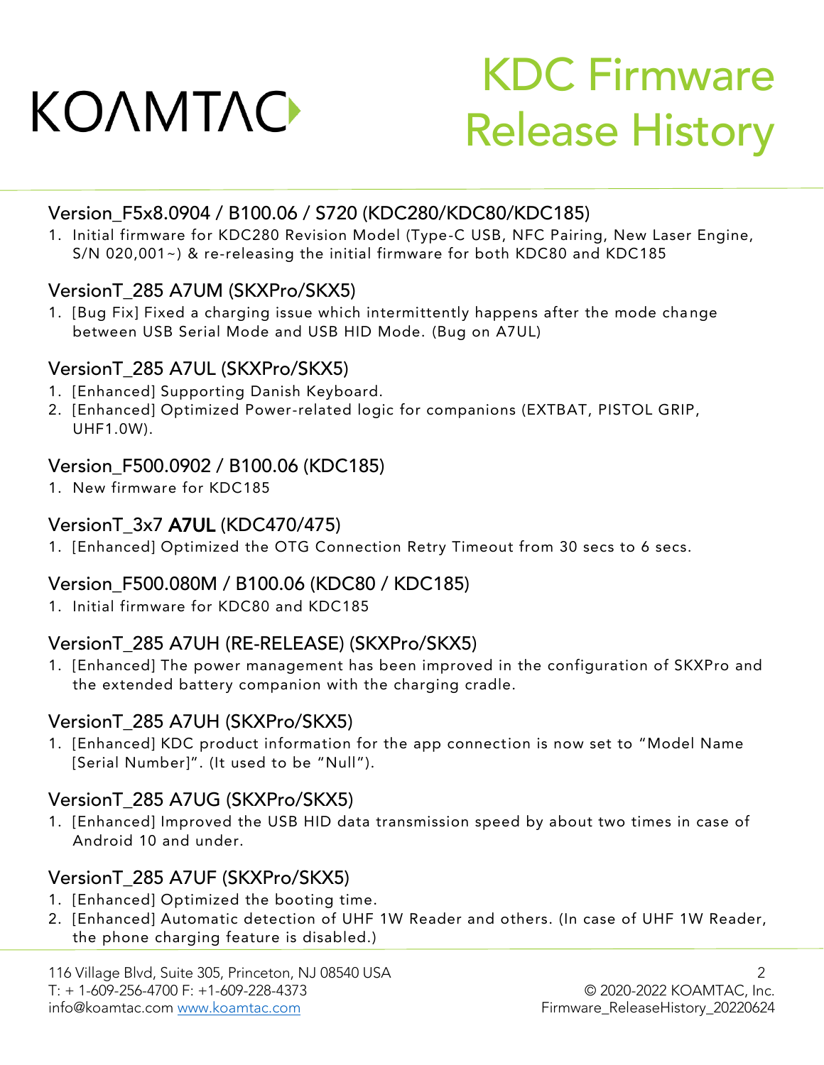# KDC Firmware Release History

## Version_F5x8.0904 / B100.06 / S720 (KDC280/KDC80/KDC185)

1. Initial firmware for KDC280 Revision Model (Type-C USB, NFC Pairing, New Laser Engine, S/N 020,001~) & re-releasing the initial firmware for both KDC80 and KDC185

## VersionT_285 A7UM (SKXPro/SKX5)

1. [Bug Fix] Fixed a charging issue which intermittently happens after the mode change between USB Serial Mode and USB HID Mode. (Bug on A7UL)

## VersionT_285 A7UL (SKXPro/SKX5)

1. [Enhanced] Supporting Danish Keyboard.
2. [Enhanced] Optimized Power-related logic for companions (EXTBAT, PISTOL GRIP, UHF1.0W).

## Version_F500.0902 / B100.06 (KDC185)

1. New firmware for KDC185

## VersionT_3x7 **A7UL** (KDC470/475)

1. [Enhanced] Optimized the OTG Connection Retry Timeout from 30 secs to 6 secs.

## Version_F500.080M / B100.06 (KDC80 / KDC185)

1. Initial firmware for KDC80 and KDC185

## VersionT_285 A7UH (RE-RELEASE) (SKXPro/SKX5)

1. [Enhanced] The power management has been improved in the configuration of SKXPro and the extended battery companion with the charging cradle.

## VersionT_285 A7UH (SKXPro/SKX5)

1. [Enhanced] KDC product information for the app connection is now set to "Model Name [Serial Number]". (It used to be "Null").

## VersionT_285 A7UG (SKXPro/SKX5)

1. [Enhanced] Improved the USB HID data transmission speed by about two times in case of Android 10 and under.

## VersionT_285 A7UF (SKXPro/SKX5)

1. [Enhanced] Optimized the booting time.
2. [Enhanced] Automatic detection of UHF 1W Reader and others. (In case of UHF 1W Reader, the phone charging feature is disabled.)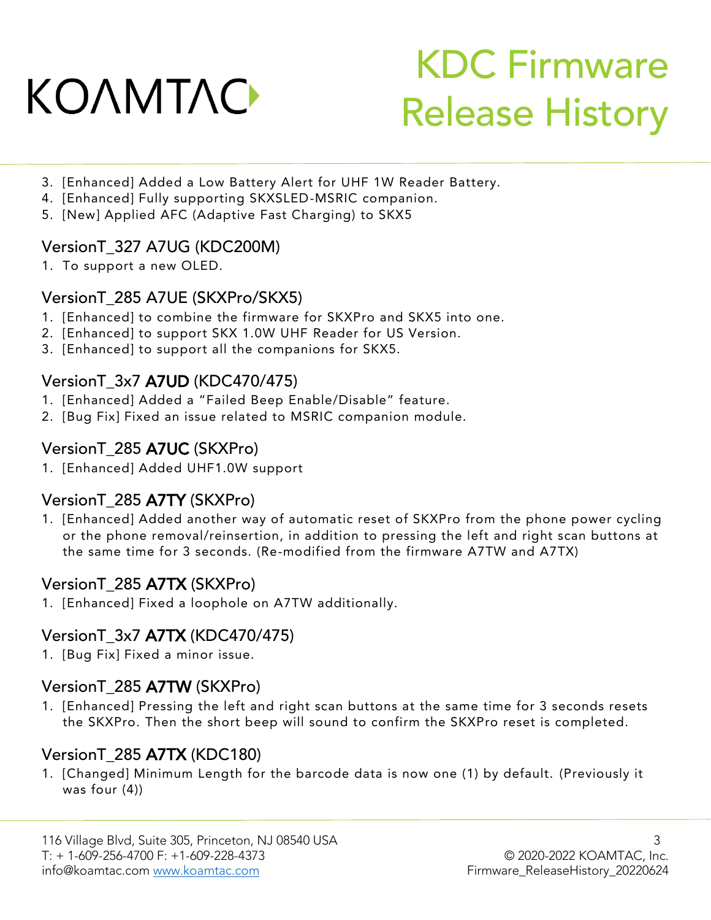3. [Enhanced] Added a Low Battery Alert for UHF 1W Reader Battery.
4. [Enhanced] Fully supporting SKXSLED-MSRIC companion.
5. [New] Applied AFC (Adaptive Fast Charging) to SKX5

## VersionT_327 A7UG (KDC200M)

1. To support a new OLED.

## VersionT_285 A7UE (SKXPro/SKX5)

1. [Enhanced] to combine the firmware for SKXPro and SKX5 into one.
2. [Enhanced] to support SKX 1.0W UHF Reader for US Version.
3. [Enhanced] to support all the companions for SKX5.

## VersionT_3x7 A7UD (KDC470/475)

1. [Enhanced] Added a "Failed Beep Enable/Disable" feature.
2. [Bug Fix] Fixed an issue related to MSRIC companion module.

## VersionT_285 A7UC (SKXPro)

1. [Enhanced] Added UHF1.0W support

## VersionT_285 A7TY (SKXPro)

1. [Enhanced] Added another way of automatic reset of SKXPro from the phone power cycling or the phone removal/reinsertion, in addition to pressing the left and right scan buttons at the same time for 3 seconds. (Re-modified from the firmware A7TW and A7TX)

## VersionT_285 A7TX (SKXPro)

1. [Enhanced] Fixed a loophole on A7TW additionally.

## VersionT_3x7 A7TX (KDC470/475)

1. [Bug Fix] Fixed a minor issue.

## VersionT_285 A7TW (SKXPro)

1. [Enhanced] Pressing the left and right scan buttons at the same time for 3 seconds resets the SKXPro. Then the short beep will sound to confirm the SKXPro reset is completed.

## VersionT_285 A7TX (KDC180)

1. [Changed] Minimum Length for the barcode data is now one (1) by default. (Previously it was four (4))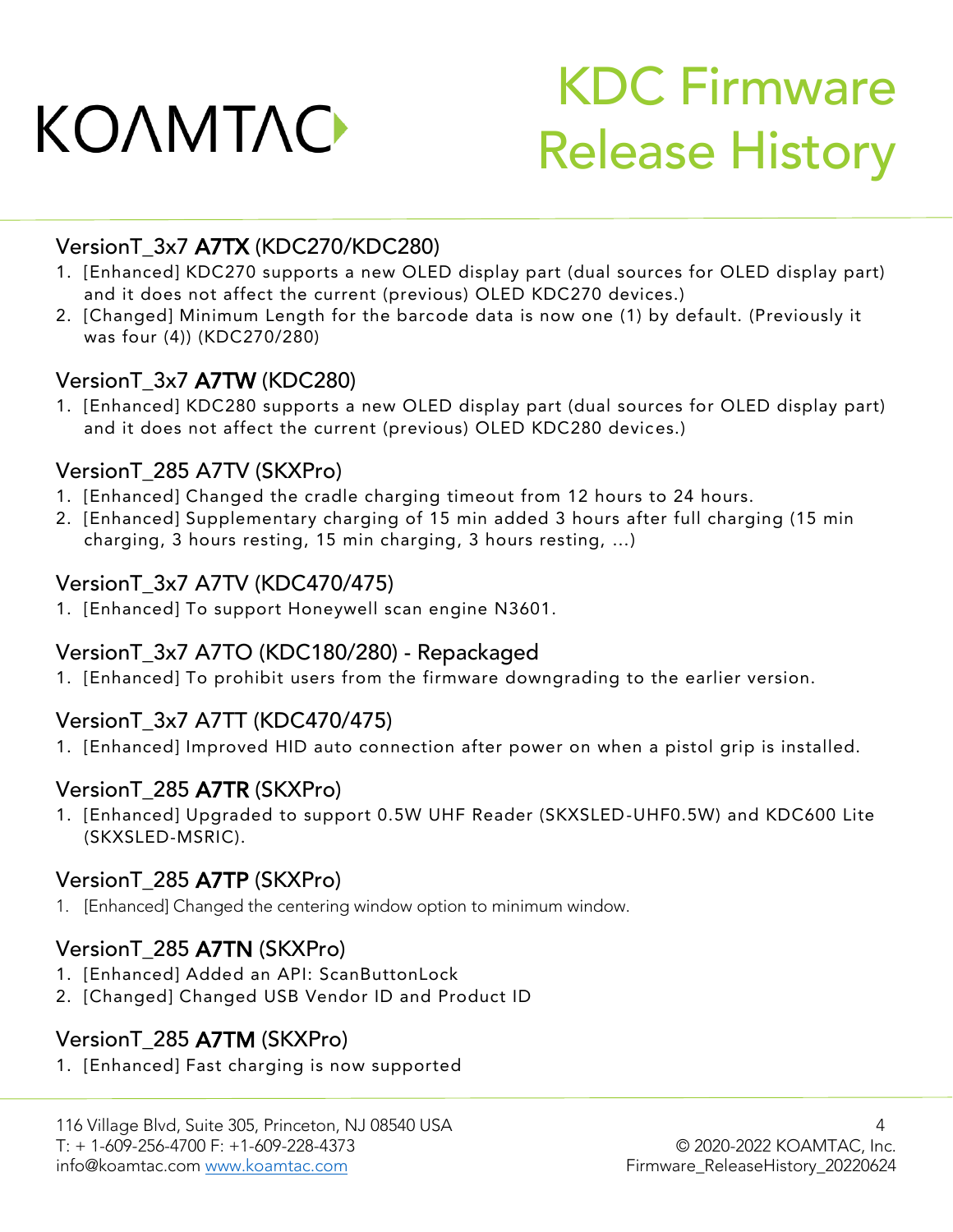## VersionT_3x7 **A7TX** (KDC270/KDC280)

1. [Enhanced] KDC270 supports a new OLED display part (dual sources for OLED display part) and it does not affect the current (previous) OLED KDC270 devices.)
2. [Changed] Minimum Length for the barcode data is now one (1) by default. (Previously it was four (4)) (KDC270/280)

## VersionT_3x7 **A7TW** (KDC280)

1. [Enhanced] KDC280 supports a new OLED display part (dual sources for OLED display part) and it does not affect the current (previous) OLED KDC280 devices.)

## VersionT_285 A7TV (SKXPro)

1. [Enhanced] Changed the cradle charging timeout from 12 hours to 24 hours.
2. [Enhanced] Supplementary charging of 15 min added 3 hours after full charging (15 min charging, 3 hours resting, 15 min charging, 3 hours resting, ...)

## VersionT_3x7 A7TV (KDC470/475)

1. [Enhanced] To support Honeywell scan engine N3601.

## VersionT_3x7 A7TO (KDC180/280) - Repackaged

1. [Enhanced] To prohibit users from the firmware downgrading to the earlier version.

## VersionT_3x7 A7TT (KDC470/475)

1. [Enhanced] Improved HID auto connection after power on when a pistol grip is installed.

## VersionT_285 **A7TR** (SKXPro)

1. [Enhanced] Upgraded to support 0.5W UHF Reader (SKXSLED-UHF0.5W) and KDC600 Lite (SKXSLED-MSRIC).

## VersionT_285 **A7TP** (SKXPro)

1. [Enhanced] Changed the centering window option to minimum window.

## VersionT_285 **A7TN** (SKXPro)

1. [Enhanced] Added an API: ScanButtonLock
2. [Changed] Changed USB Vendor ID and Product ID

## VersionT_285 **A7TM** (SKXPro)

1. [Enhanced] Fast charging is now supported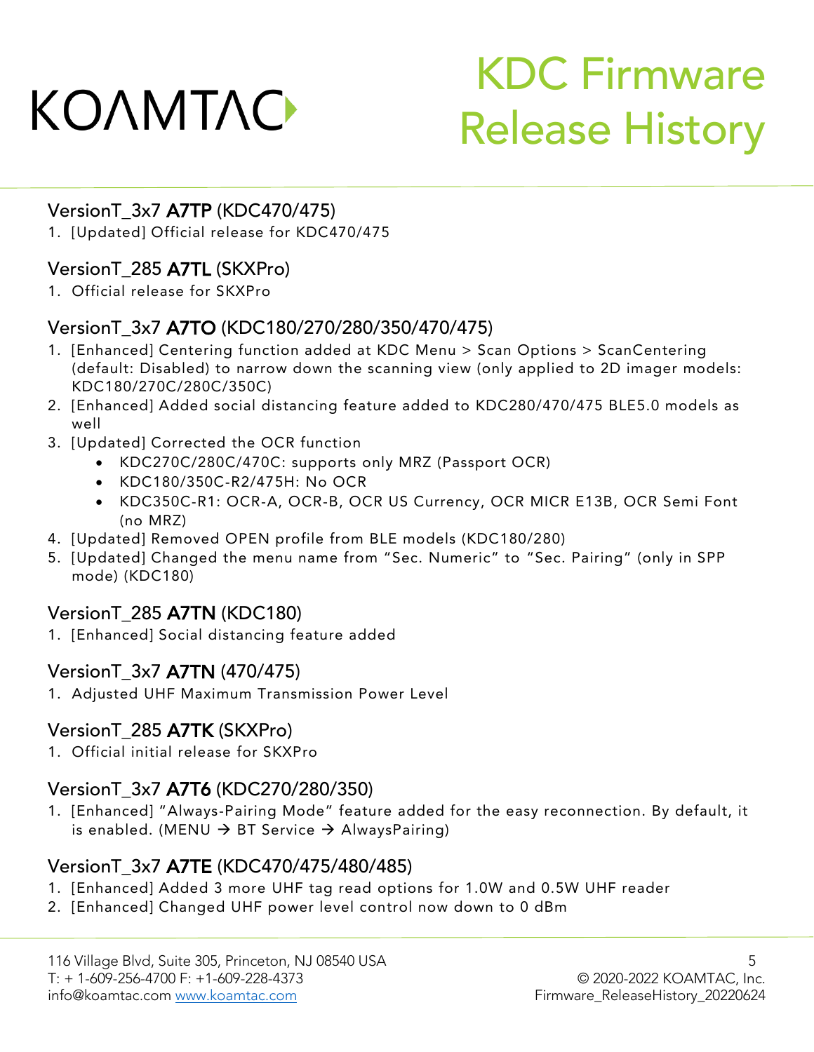### VersionT_3x7 **A7TP** (KDC470/475)

1. [Updated] Official release for KDC470/475

### VersionT_285 **A7TL** (SKXPro)

1. Official release for SKXPro

### VersionT_3x7 **A7TO** (KDC180/270/280/350/470/475)

1. [Enhanced] Centering function added at KDC Menu > Scan Options > ScanCentering (default: Disabled) to narrow down the scanning view (only applied to 2D imager models: KDC180/270C/280C/350C)
2. [Enhanced] Added social distancing feature added to KDC280/470/475 BLE5.0 models as well
3. [Updated] Corrected the OCR function
   - KDC270C/280C/470C: supports only MRZ (Passport OCR)
   - KDC180/350C-R2/475H: No OCR
   - KDC350C-R1: OCR-A, OCR-B, OCR US Currency, OCR MICR E13B, OCR Semi Font (no MRZ)
4. [Updated] Removed OPEN profile from BLE models (KDC180/280)
5. [Updated] Changed the menu name from "Sec. Numeric" to "Sec. Pairing" (only in SPP mode) (KDC180)

### VersionT_285 **A7TN** (KDC180)

1. [Enhanced] Social distancing feature added

### VersionT_3x7 **A7TN** (470/475)

1. Adjusted UHF Maximum Transmission Power Level

### VersionT_285 **A7TK** (SKXPro)

1. Official initial release for SKXPro

### VersionT_3x7 **A7T6** (KDC270/280/350)

1. [Enhanced] "Always-Pairing Mode" feature added for the easy reconnection. By default, it is enabled. (MENU → BT Service → AlwaysPairing)

### VersionT_3x7 **A7TE** (KDC470/475/480/485)

1. [Enhanced] Added 3 more UHF tag read options for 1.0W and 0.5W UHF reader
2. [Enhanced] Changed UHF power level control now down to 0 dBm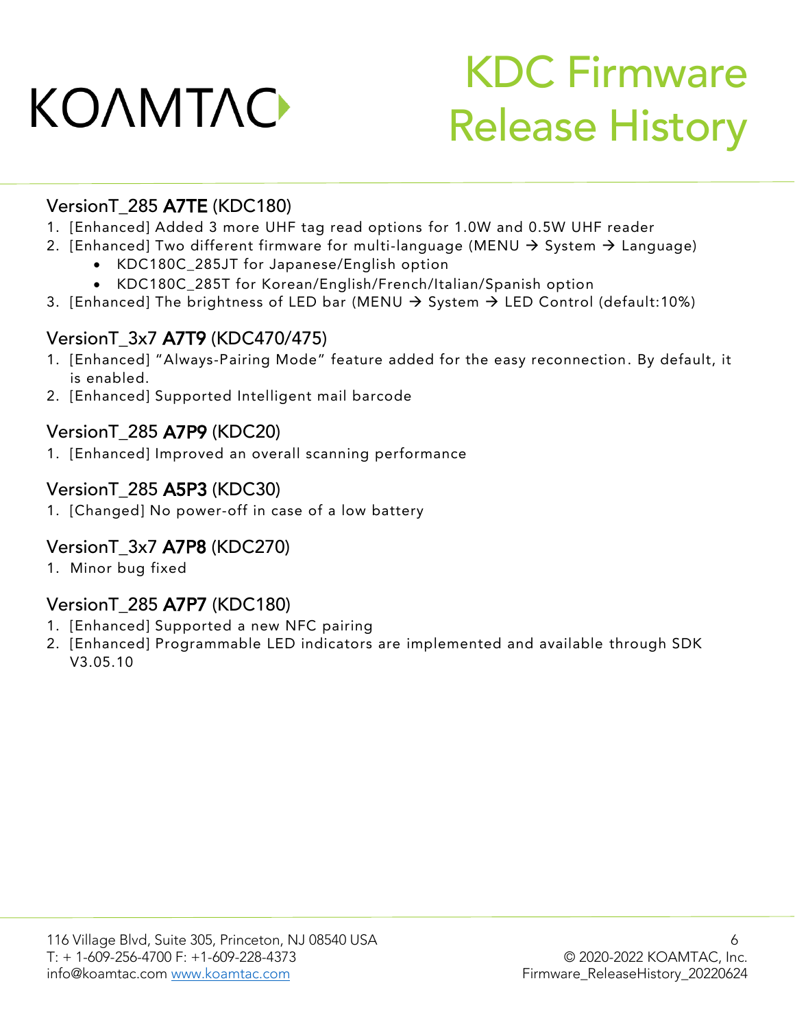## VersionT_285 **A7TE** (KDC180)

1. [Enhanced] Added 3 more UHF tag read options for 1.0W and 0.5W UHF reader
2. [Enhanced] Two different firmware for multi-language (MENU → System → Language)
   - KDC180C_285JT for Japanese/English option
   - KDC180C_285T for Korean/English/French/Italian/Spanish option
3. [Enhanced] The brightness of LED bar (MENU → System → LED Control (default:10%)

## VersionT_3x7 **A7T9** (KDC470/475)

1. [Enhanced] "Always-Pairing Mode" feature added for the easy reconnection. By default, it is enabled.
2. [Enhanced] Supported Intelligent mail barcode

## VersionT_285 **A7P9** (KDC20)

1. [Enhanced] Improved an overall scanning performance

## VersionT_285 **A5P3** (KDC30)

1. [Changed] No power-off in case of a low battery

## VersionT_3x7 **A7P8** (KDC270)

1. Minor bug fixed

## VersionT_285 **A7P7** (KDC180)

1. [Enhanced] Supported a new NFC pairing
2. [Enhanced] Programmable LED indicators are implemented and available through SDK V3.05.10

116 Village Blvd, Suite 305, Princeton, NJ 08540 USA
T: + 1-609-256-4700 F: +1-609-228-4373
info@koamtac.com www.koamtac.com

© 2020-2022 KOAMTAC, Inc.
Firmware_ReleaseHistory_20220624